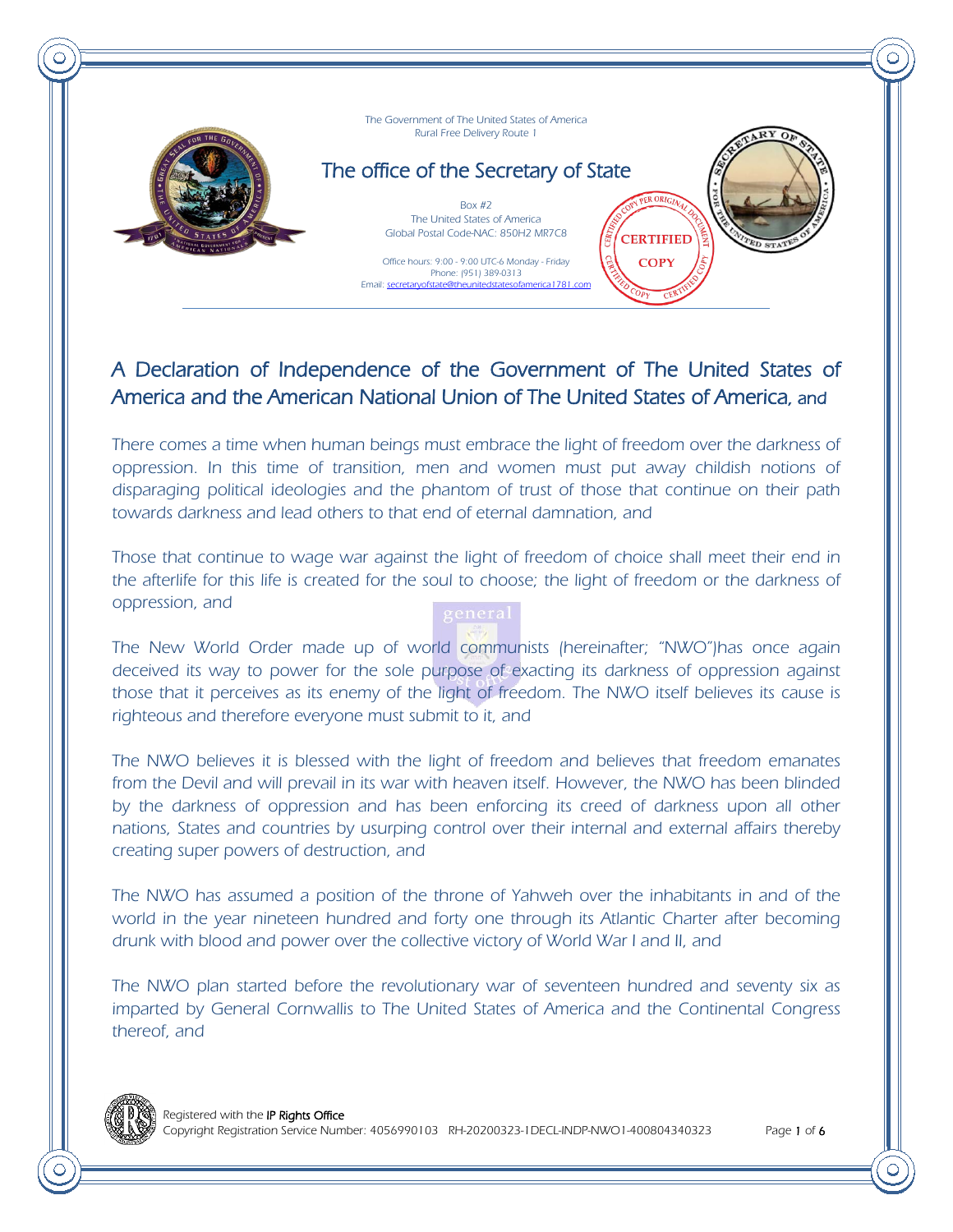The Government of The United States of America
Rural Free Delivery Route 1

## The office of the Secretary of State

Box #2
The United States of America
Global Postal Code-NAC: 850H2 MR7C8

Office hours: 9:00 - 9:00 UTC-6 Monday - Friday
Phone: (951) 389-0313
Email: secretaryofstate@theunitedstatesofamerica1781.com

CERTIFIED COPY

# A Declaration of Independence of the Government of The United States of America and the American National Union of The United States of America, and

There comes a time when human beings must embrace the light of freedom over the darkness of oppression. In this time of transition, men and women must put away childish notions of disparaging political ideologies and the phantom of trust of those that continue on their path towards darkness and lead others to that end of eternal damnation, and

Those that continue to wage war against the light of freedom of choice shall meet their end in the afterlife for this life is created for the soul to choose; the light of freedom or the darkness of oppression, and

The New World Order made up of world communists (hereinafter; "NWO")has once again deceived its way to power for the sole purpose of exacting its darkness of oppression against those that it perceives as its enemy of the light of freedom. The NWO itself believes its cause is righteous and therefore everyone must submit to it, and

The NWO believes it is blessed with the light of freedom and believes that freedom emanates from the Devil and will prevail in its war with heaven itself. However, the NWO has been blinded by the darkness of oppression and has been enforcing its creed of darkness upon all other nations, States and countries by usurping control over their internal and external affairs thereby creating super powers of destruction, and

The NWO has assumed a position of the throne of Yahweh over the inhabitants in and of the world in the year nineteen hundred and forty one through its Atlantic Charter after becoming drunk with blood and power over the collective victory of World War I and II, and

The NWO plan started before the revolutionary war of seventeen hundred and seventy six as imparted by General Cornwallis to The United States of America and the Continental Congress thereof, and

Registered with the IP Rights Office
Copyright Registration Service Number: 4056990103 RH-20200323-1DECL-INDP-NWO1-400804340323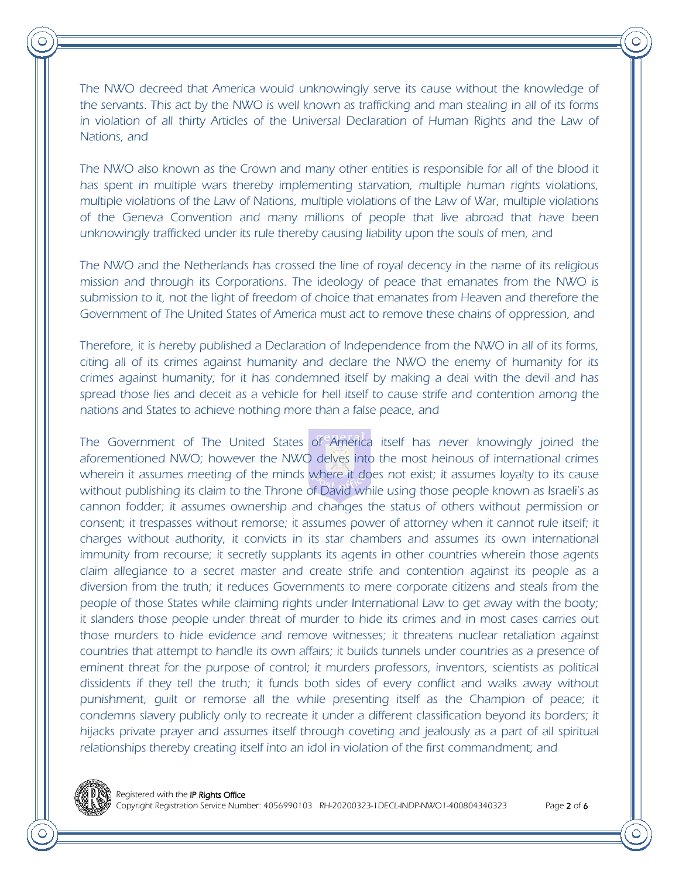The NWO decreed that America would unknowingly serve its cause without the knowledge of the servants. This act by the NWO is well known as trafficking and man stealing in all of its forms in violation of all thirty Articles of the Universal Declaration of Human Rights and the Law of Nations, and

The NWO also known as the Crown and many other entities is responsible for all of the blood it has spent in multiple wars thereby implementing starvation, multiple human rights violations, multiple violations of the Law of Nations, multiple violations of the Law of War, multiple violations of the Geneva Convention and many millions of people that live abroad that have been unknowingly trafficked under its rule thereby causing liability upon the souls of men, and

The NWO and the Netherlands has crossed the line of royal decency in the name of its religious mission and through its Corporations. The ideology of peace that emanates from the NWO is submission to it, not the light of freedom of choice that emanates from Heaven and therefore the Government of The United States of America must act to remove these chains of oppression, and

Therefore, it is hereby published a Declaration of Independence from the NWO in all of its forms, citing all of its crimes against humanity and declare the NWO the enemy of humanity for its crimes against humanity; for it has condemned itself by making a deal with the devil and has spread those lies and deceit as a vehicle for hell itself to cause strife and contention among the nations and States to achieve nothing more than a false peace, and

The Government of The United States of America itself has never knowingly joined the aforementioned NWO; however the NWO delves into the most heinous of international crimes wherein it assumes meeting of the minds where it does not exist; it assumes loyalty to its cause without publishing its claim to the Throne of David while using those people known as Israeli's as cannon fodder; it assumes ownership and changes the status of others without permission or consent; it trespasses without remorse; it assumes power of attorney when it cannot rule itself; it charges without authority, it convicts in its star chambers and assumes its own international immunity from recourse; it secretly supplants its agents in other countries wherein those agents claim allegiance to a secret master and create strife and contention against its people as a diversion from the truth; it reduces Governments to mere corporate citizens and steals from the people of those States while claiming rights under International Law to get away with the booty; it slanders those people under threat of murder to hide its crimes and in most cases carries out those murders to hide evidence and remove witnesses; it threatens nuclear retaliation against countries that attempt to handle its own affairs; it builds tunnels under countries as a presence of eminent threat for the purpose of control; it murders professors, inventors, scientists as political dissidents if they tell the truth; it funds both sides of every conflict and walks away without punishment, guilt or remorse all the while presenting itself as the Champion of peace; it condemns slavery publicly only to recreate it under a different classification beyond its borders; it hijacks private prayer and assumes itself through coveting and jealously as a part of all spiritual relationships thereby creating itself into an idol in violation of the first commandment; and

Registered with the **IP Rights Office**
Copyright Registration Service Number: 4056990103 RH-20200323-1DECL-INDP-NWO1-400804340323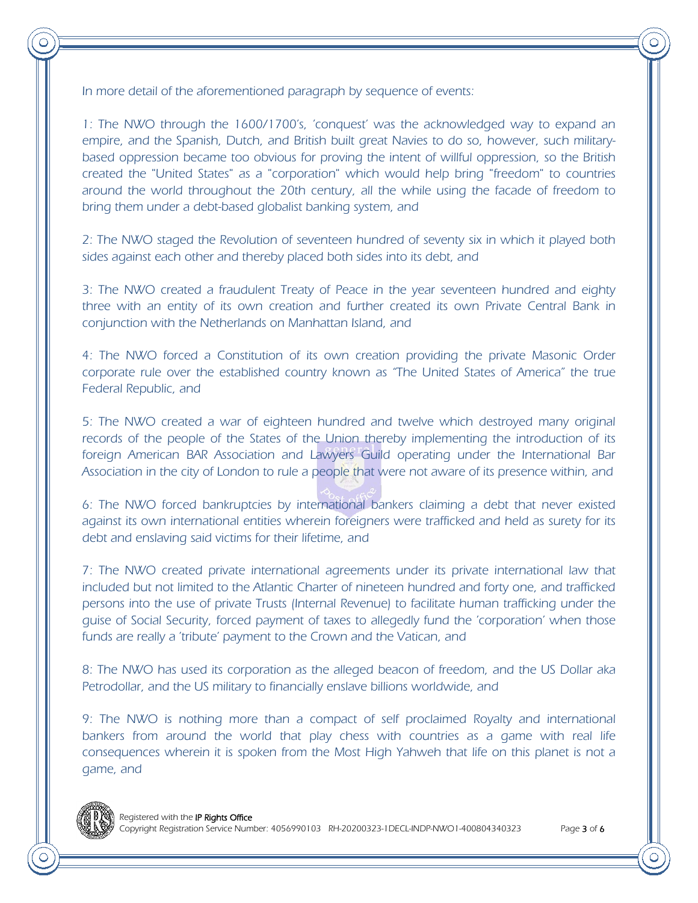*In more detail of the aforementioned paragraph by sequence of events:*

*1: The NWO through the 1600/1700's, 'conquest' was the acknowledged way to expand an empire, and the Spanish, Dutch, and British built great Navies to do so, however, such military-based oppression became too obvious for proving the intent of willful oppression, so the British created the "United States" as a "corporation" which would help bring "freedom" to countries around the world throughout the 20th century, all the while using the facade of freedom to bring them under a debt-based globalist banking system, and*

*2: The NWO staged the Revolution of seventeen hundred of seventy six in which it played both sides against each other and thereby placed both sides into its debt, and*

*3: The NWO created a fraudulent Treaty of Peace in the year seventeen hundred and eighty three with an entity of its own creation and further created its own Private Central Bank in conjunction with the Netherlands on Manhattan Island, and*

*4: The NWO forced a Constitution of its own creation providing the private Masonic Order corporate rule over the established country known as "The United States of America" the true Federal Republic, and*

*5: The NWO created a war of eighteen hundred and twelve which destroyed many original records of the people of the States of the Union thereby implementing the introduction of its foreign American BAR Association and Lawyers Guild operating under the International Bar Association in the city of London to rule a people that were not aware of its presence within, and*

*6: The NWO forced bankruptcies by international bankers claiming a debt that never existed against its own international entities wherein foreigners were trafficked and held as surety for its debt and enslaving said victims for their lifetime, and*

*7: The NWO created private international agreements under its private international law that included but not limited to the Atlantic Charter of nineteen hundred and forty one, and trafficked persons into the use of private Trusts (Internal Revenue) to facilitate human trafficking under the guise of Social Security, forced payment of taxes to allegedly fund the 'corporation' when those funds are really a 'tribute' payment to the Crown and the Vatican, and*

*8: The NWO has used its corporation as the alleged beacon of freedom, and the US Dollar aka Petrodollar, and the US military to financially enslave billions worldwide, and*

*9: The NWO is nothing more than a compact of self proclaimed Royalty and international bankers from around the world that play chess with countries as a game with real life consequences wherein it is spoken from the Most High Yahweh that life on this planet is not a game, and*

Registered with the **IP Rights Office**
Copyright Registration Service Number: 4056990103 RH-20200323-1DECL-INDP-NWO1-400804340323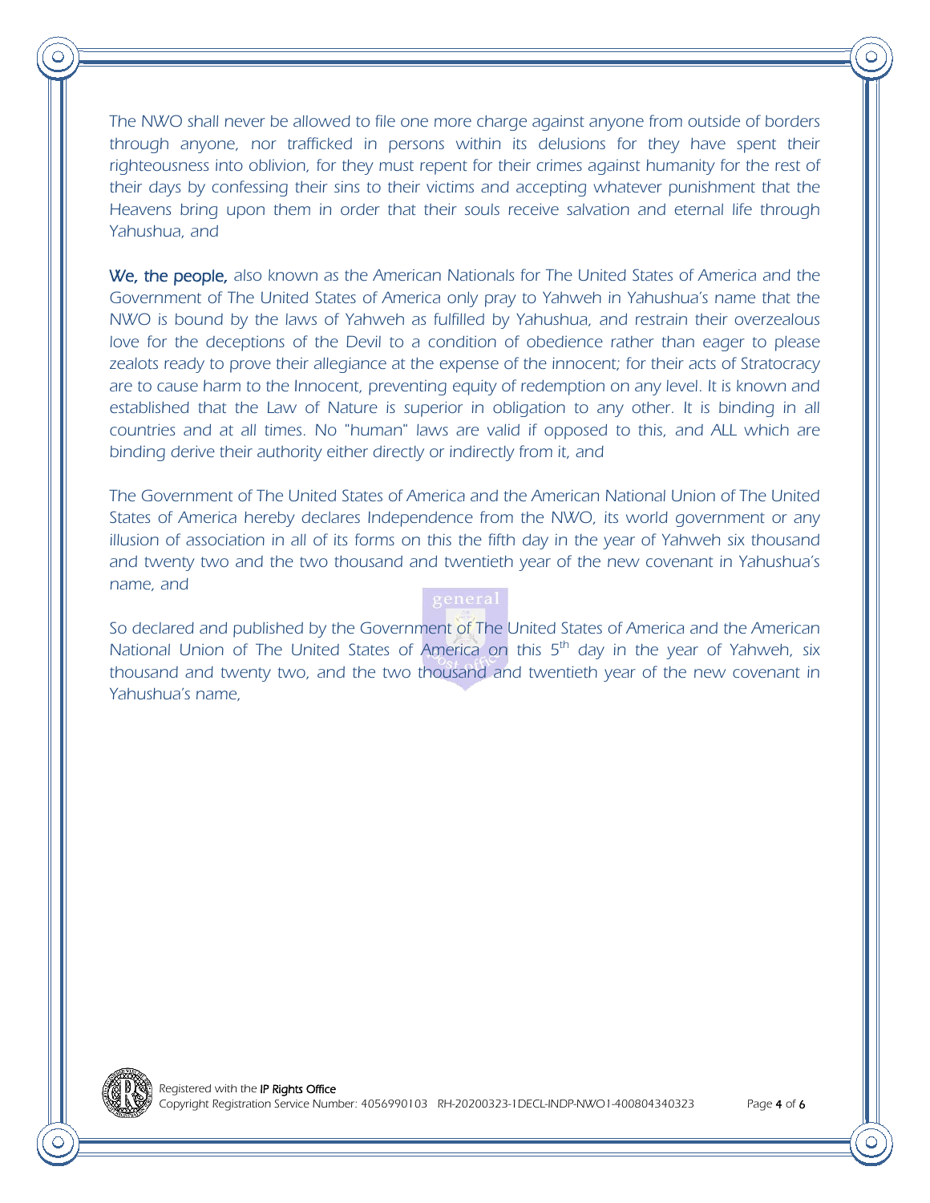*The NWO shall never be allowed to file one more charge against anyone from outside of borders through anyone, nor trafficked in persons within its delusions for they have spent their righteousness into oblivion, for they must repent for their crimes against humanity for the rest of their days by confessing their sins to their victims and accepting whatever punishment that the Heavens bring upon them in order that their souls receive salvation and eternal life through Yahushua, and*

**We, the people,** *also known as the American Nationals for The United States of America and the Government of The United States of America only pray to Yahweh in Yahushua's name that the NWO is bound by the laws of Yahweh as fulfilled by Yahushua, and restrain their overzealous love for the deceptions of the Devil to a condition of obedience rather than eager to please zealots ready to prove their allegiance at the expense of the innocent; for their acts of Stratocracy are to cause harm to the Innocent, preventing equity of redemption on any level. It is known and established that the Law of Nature is superior in obligation to any other. It is binding in all countries and at all times. No "human" laws are valid if opposed to this, and ALL which are binding derive their authority either directly or indirectly from it, and*

*The Government of The United States of America and the American National Union of The United States of America hereby declares Independence from the NWO, its world government or any illusion of association in all of its forms on this the fifth day in the year of Yahweh six thousand and twenty two and the two thousand and twentieth year of the new covenant in Yahushua's name, and*

*So declared and published by the Government of The United States of America and the American National Union of The United States of America on this 5th day in the year of Yahweh, six thousand and twenty two, and the two thousand and twentieth year of the new covenant in Yahushua's name,*

Registered with the **IP Rights Office**
Copyright Registration Service Number: 4056990103 RH-20200323-1DECL-INDP-NWO1-400804340323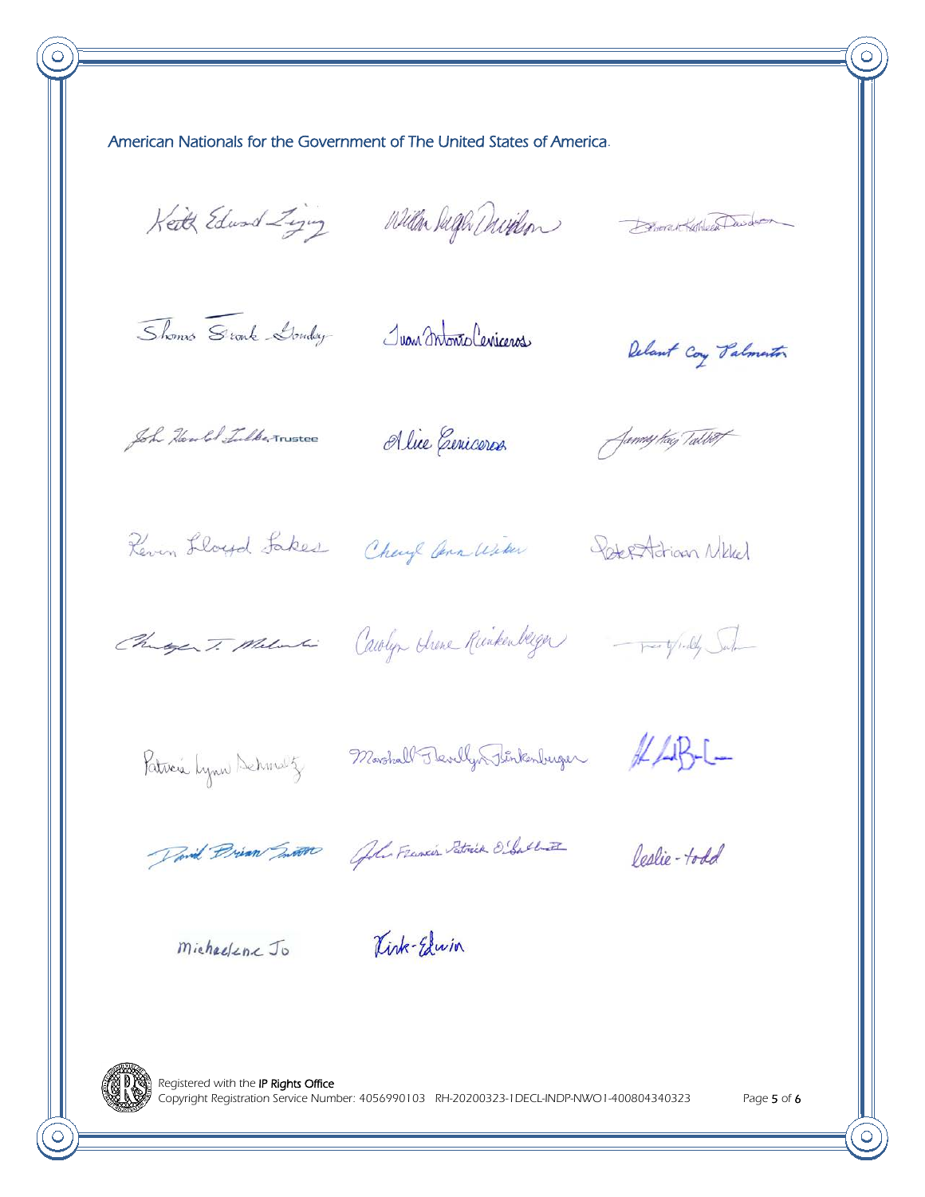American Nationals for the Government of The United States of America.

Keith Edward Ziegler | William Hugh Davidson | Deborah Kathleen Davidson

Thomas Frank Gourley | Juan Antonio Ceniceros | Delant Coy Palmatier

John Harold Zielke Trustee | Alice Ceniceros | Tammy Kay Talbot

Kevin Lloyd Sakes | Cheryl Ann Weber | Peter Adrian Nickel

Chester T. Malinski | Carolyn Irene Rinkenberger | Terry Lindy Sutton

Patricia Lynn Schmaltz | Marshall Llewellyn Rinkenberger | [illegible signature]

David Brian Smith | John Francis Patrick O'Sullivan | leslie-todd

michaelene Jo | Kirk-Edwin

Registered with the **IP Rights Office**
Copyright Registration Service Number: 4056990103 RH-20200323-1DECL-INDP-NWO1-400804340323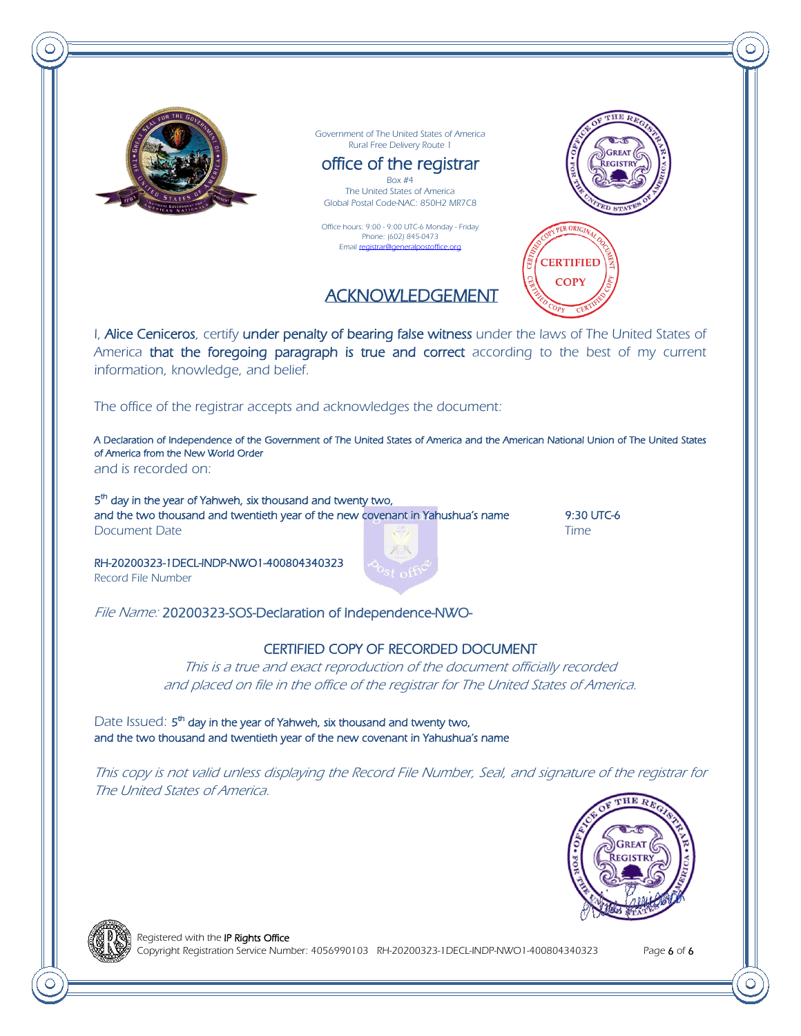Government of The United States of America
Rural Free Delivery Route 1

# office of the registrar

Box #4
The United States of America
Global Postal Code-NAC: 850H2 MR7C8

Office hours: 9:00 - 9:00 UTC-6 Monday - Friday
Phone: (602) 845-0473
Email registrar@generalpostoffice.org

CERTIFIED COPY

## ACKNOWLEDGEMENT

I, Alice Ceniceros, certify under penalty of bearing false witness under the laws of The United States of America that the foregoing paragraph is true and correct according to the best of my current information, knowledge, and belief.

The office of the registrar accepts and acknowledges the document:

A Declaration of Independence of the Government of The United States of America and the American National Union of The United States of America from the New World Order
and is recorded on:

5th day in the year of Yahweh, six thousand and twenty two,
and the two thousand and twentieth year of the new covenant in Yahushua's name — 9:30 UTC-6
Document Date — Time

RH-20200323-1DECL-INDP-NWO1-400804340323
Record File Number

*File Name:* 20200323-SOS-Declaration of Independence-NWO-

### CERTIFIED COPY OF RECORDED DOCUMENT

*This is a true and exact reproduction of the document officially recorded and placed on file in the office of the registrar for The United States of America.*

Date Issued: 5th day in the year of Yahweh, six thousand and twenty two,
and the two thousand and twentieth year of the new covenant in Yahushua's name

*This copy is not valid unless displaying the Record File Number, Seal, and signature of the registrar for The United States of America.*

Registered with the IP Rights Office
Copyright Registration Service Number: 4056990103 RH-20200323-1DECL-INDP-NWO1-400804340323